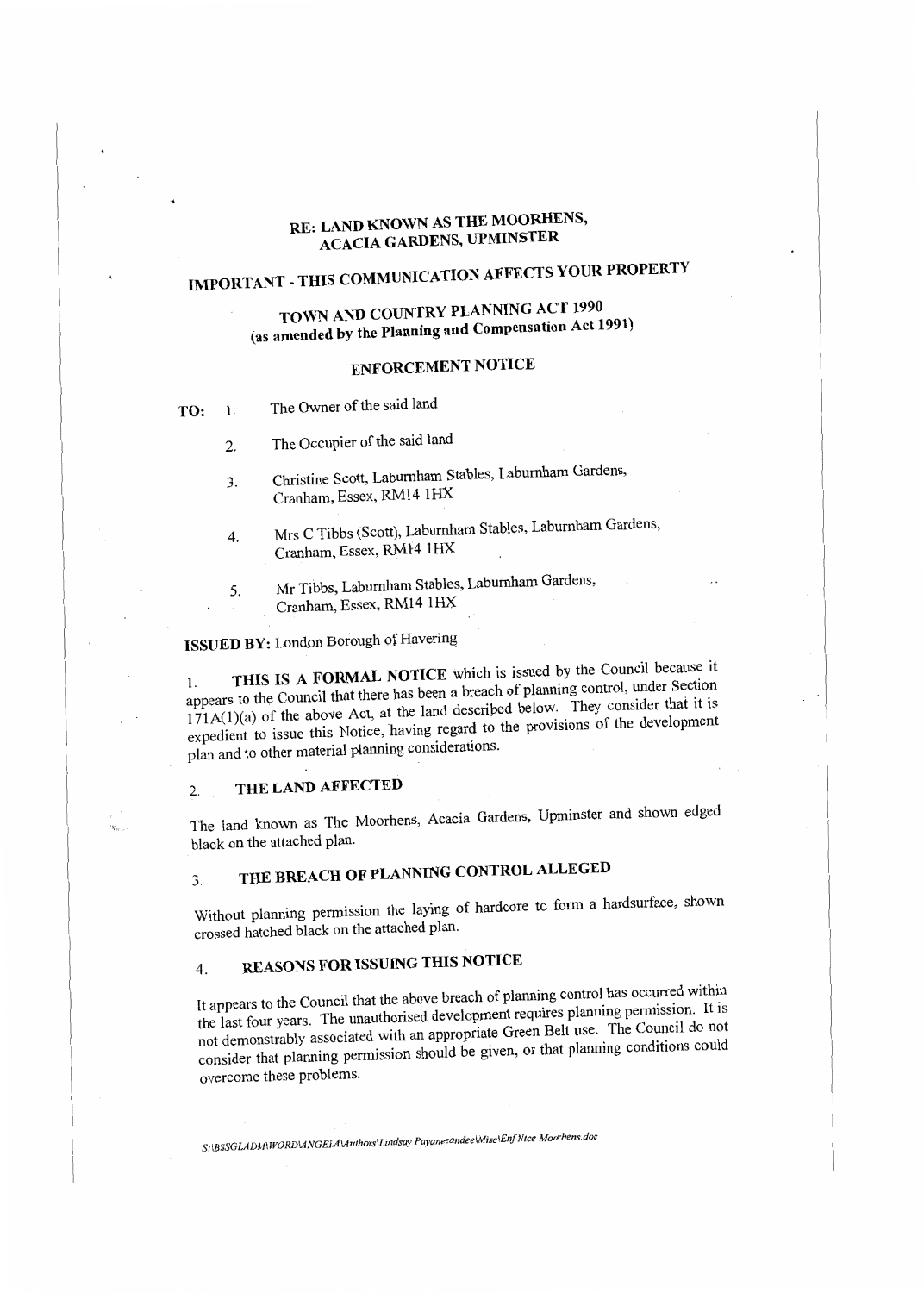# RE: LAND KNOWN AS THE MOORHENS, ACACIA GARDENS, UPMINSTER

## IMPORTANT - THIS COMMUNICATION AFFECTS YOUR PROPERTY

## TOWN AND COUNTRY PLANNING ACT 1990
### (as amended by the Planning and Compensation Act 1991)

## ENFORCEMENT NOTICE

**TO:**

1. The Owner of the said land
2. The Occupier of the said land
3. Christine Scott, Laburnham Stables, Laburnham Gardens, Cranham, Essex, RM14 1HX
4. Mrs C Tibbs (Scott), Laburnham Stables, Laburnham Gardens, Cranham, Essex, RM14 1HX
5. Mr Tibbs, Laburnham Stables, Laburnham Gardens, Cranham, Essex, RM14 1HX

**ISSUED BY:** London Borough of Havering

1. **THIS IS A FORMAL NOTICE** which is issued by the Council because it appears to the Council that there has been a breach of planning control, under Section 171A(1)(a) of the above Act, at the land described below. They consider that it is expedient to issue this Notice, having regard to the provisions of the development plan and to other material planning considerations.

2. **THE LAND AFFECTED**

The land known as The Moorhens, Acacia Gardens, Upminster and shown edged black on the attached plan.

3. **THE BREACH OF PLANNING CONTROL ALLEGED**

Without planning permission the laying of hardcore to form a hardsurface, shown crossed hatched black on the attached plan.

4. **REASONS FOR ISSUING THIS NOTICE**

It appears to the Council that the above breach of planning control has occurred within the last four years. The unauthorised development requires planning permission. It is not demonstrably associated with an appropriate Green Belt use. The Council do not consider that planning permission should be given, or that planning conditions could overcome these problems.

*S:\BSSGLADM\WORD\ANGELA\Authors\Lindsay Payaneeandee\Misc\Enf Ntce Moorhens.doc*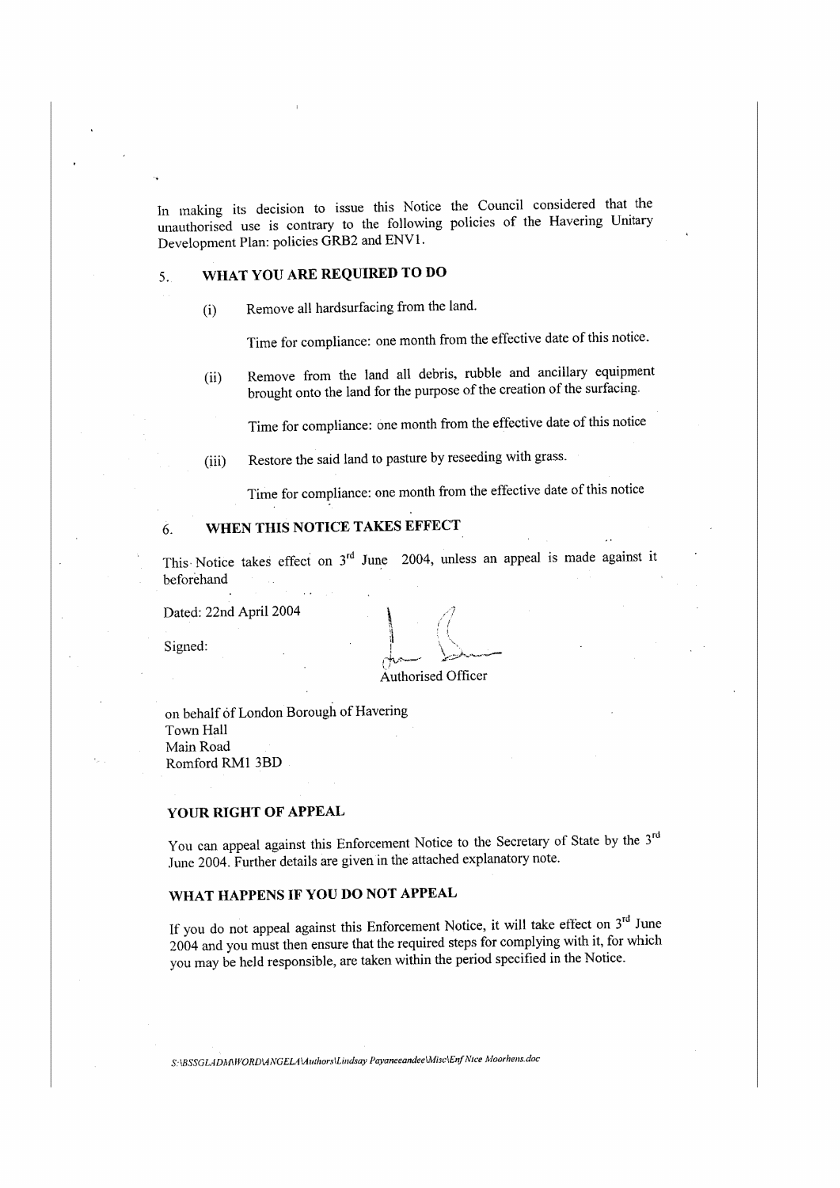In making its decision to issue this Notice the Council considered that the unauthorised use is contrary to the following policies of the Havering Unitary Development Plan: policies GRB2 and ENV1.

## 5. WHAT YOU ARE REQUIRED TO DO

(i) Remove all hardsurfacing from the land.

Time for compliance: one month from the effective date of this notice.

(ii) Remove from the land all debris, rubble and ancillary equipment brought onto the land for the purpose of the creation of the surfacing.

Time for compliance: one month from the effective date of this notice

(iii) Restore the said land to pasture by reseeding with grass.

Time for compliance: one month from the effective date of this notice

## 6. WHEN THIS NOTICE TAKES EFFECT

This Notice takes effect on 3rd June 2004, unless an appeal is made against it beforehand

Dated: 22nd April 2004

Signed:

Authorised Officer

on behalf of London Borough of Havering
Town Hall
Main Road
Romford RM1 3BD

## YOUR RIGHT OF APPEAL

You can appeal against this Enforcement Notice to the Secretary of State by the 3rd June 2004. Further details are given in the attached explanatory note.

## WHAT HAPPENS IF YOU DO NOT APPEAL

If you do not appeal against this Enforcement Notice, it will take effect on 3rd June 2004 and you must then ensure that the required steps for complying with it, for which you may be held responsible, are taken within the period specified in the Notice.

*S:\BSSGLADM\WORD\ANGELA\Authors\Lindsay Payaneeandee\Misc\Enf Ntce Moorhens.doc*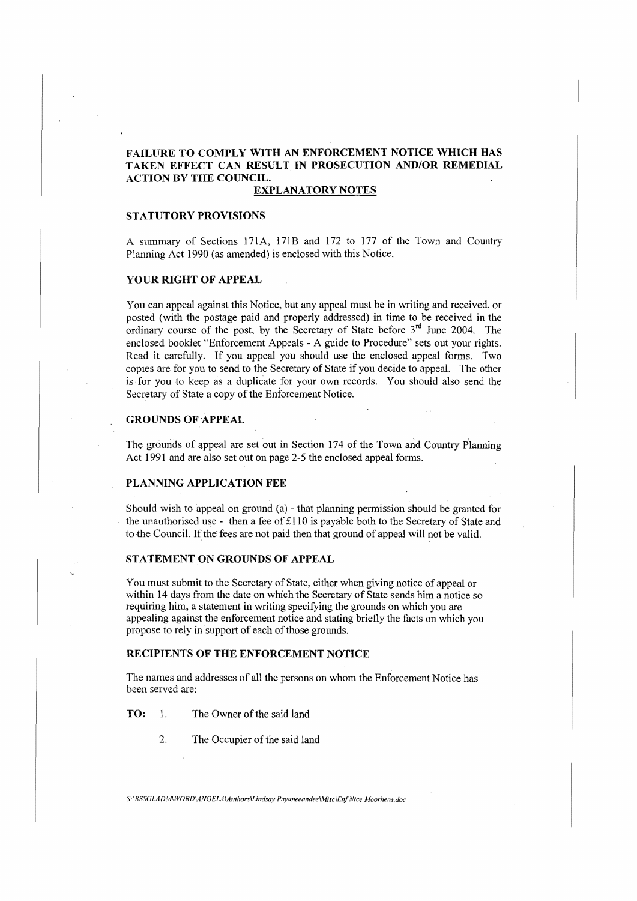**FAILURE TO COMPLY WITH AN ENFORCEMENT NOTICE WHICH HAS TAKEN EFFECT CAN RESULT IN PROSECUTION AND/OR REMEDIAL ACTION BY THE COUNCIL.**

## EXPLANATORY NOTES

### STATUTORY PROVISIONS

A summary of Sections 171A, 171B and 172 to 177 of the Town and Country Planning Act 1990 (as amended) is enclosed with this Notice.

### YOUR RIGHT OF APPEAL

You can appeal against this Notice, but any appeal must be in writing and received, or posted (with the postage paid and properly addressed) in time to be received in the ordinary course of the post, by the Secretary of State before 3rd June 2004. The enclosed booklet "Enforcement Appeals - A guide to Procedure" sets out your rights. Read it carefully. If you appeal you should use the enclosed appeal forms. Two copies are for you to send to the Secretary of State if you decide to appeal. The other is for you to keep as a duplicate for your own records. You should also send the Secretary of State a copy of the Enforcement Notice.

### GROUNDS OF APPEAL

The grounds of appeal are set out in Section 174 of the Town and Country Planning Act 1991 and are also set out on page 2-5 the enclosed appeal forms.

### PLANNING APPLICATION FEE

Should wish to appeal on ground (a) - that planning permission should be granted for the unauthorised use - then a fee of £110 is payable both to the Secretary of State and to the Council. If the fees are not paid then that ground of appeal will not be valid.

### STATEMENT ON GROUNDS OF APPEAL

You must submit to the Secretary of State, either when giving notice of appeal or within 14 days from the date on which the Secretary of State sends him a notice so requiring him, a statement in writing specifying the grounds on which you are appealing against the enforcement notice and stating briefly the facts on which you propose to rely in support of each of those grounds.

### RECIPIENTS OF THE ENFORCEMENT NOTICE

The names and addresses of all the persons on whom the Enforcement Notice has been served are:

**TO:**

1. The Owner of the said land
2. The Occupier of the said land

*S:\BSSGLADM\WORD\ANGELA\Authors\Lindsay Payaneeandee\Misc\Enf Ntce Moorhens.doc*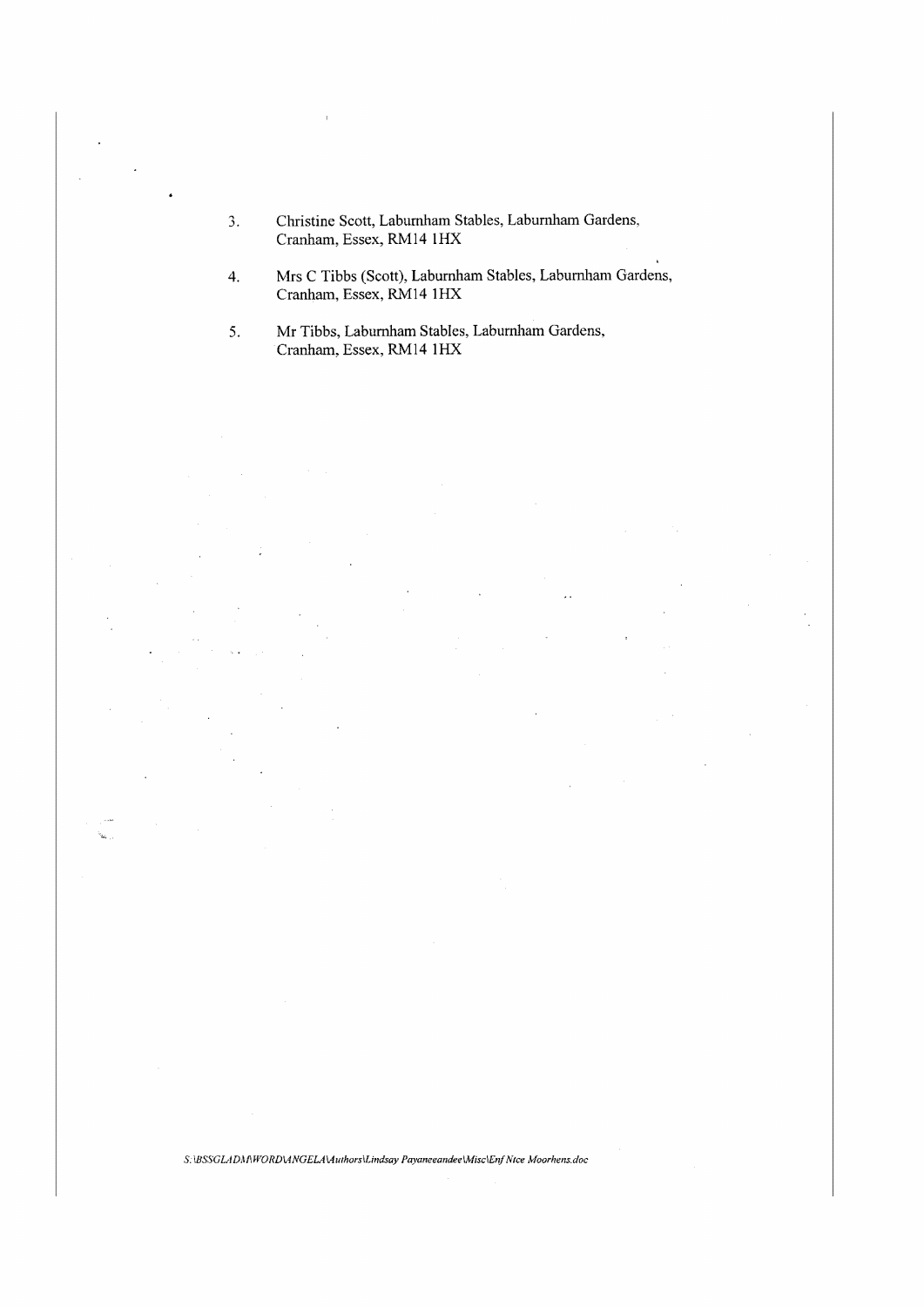3. Christine Scott, Laburnham Stables, Laburnham Gardens, Cranham, Essex, RM14 1HX

4. Mrs C Tibbs (Scott), Laburnham Stables, Laburnham Gardens, Cranham, Essex, RM14 1HX

5. Mr Tibbs, Laburnham Stables, Laburnham Gardens, Cranham, Essex, RM14 1HX

*S:\BSSGLADM\WORD\ANGELA\Authors\Lindsay Payaneeandee\Misc\Enf Ntce Moorhens.doc*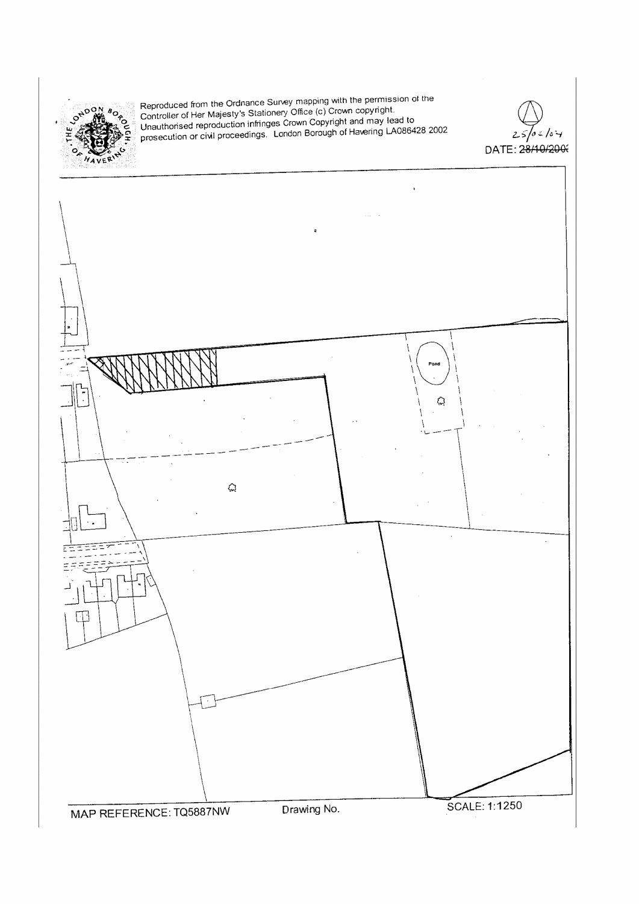Reproduced from the Ordnance Survey mapping with the permission of the Controller of Her Majesty's Stationery Office (c) Crown copyright. Unauthorised reproduction infringes Crown Copyright and may lead to prosecution or civil proceedings. London Borough of Havering LA086428 2002

25/02/04

DATE: ~~28/10/2003~~

Pond

MAP REFERENCE: TQ5887NW

Drawing No.

SCALE: 1:1250